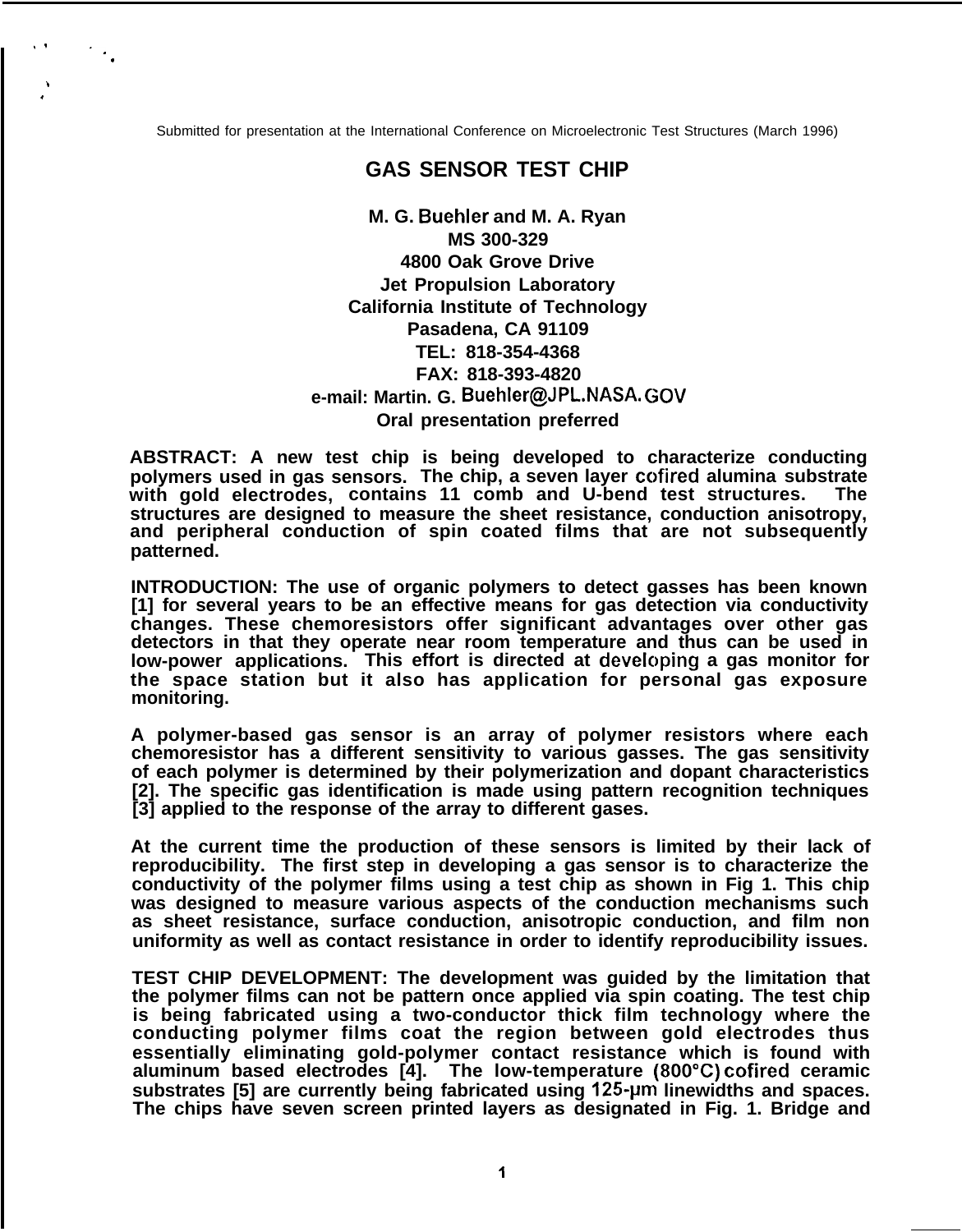Submitted for presentation at the International Conference on Microelectronic Test Structures (March 1996)

# GAS SENSOR TEST CHIP

**M. G. Buehler and M. A. Ryan**
**MS 300-329**
**4800 Oak Grove Drive**
**Jet Propulsion Laboratory**
**California Institute of Technology**
**Pasadena, CA 91109**
**TEL: 818-354-4368**
**FAX: 818-393-4820**
**e-mail: Martin. G. Buehler@JPL.NASA.GOV**
**Oral presentation preferred**

**ABSTRACT: A new test chip is being developed to characterize conducting polymers used in gas sensors. The chip, a seven layer cofired alumina substrate with gold electrodes, contains 11 comb and U-bend test structures. The structures are designed to measure the sheet resistance, conduction anisotropy, and peripheral conduction of spin coated films that are not subsequently patterned.**

**INTRODUCTION: The use of organic polymers to detect gasses has been known [1] for several years to be an effective means for gas detection via conductivity changes. These chemoresistors offer significant advantages over other gas detectors in that they operate near room temperature and thus can be used in low-power applications. This effort is directed at developing a gas monitor for the space station but it also has application for personal gas exposure monitoring.**

**A polymer-based gas sensor is an array of polymer resistors where each chemoresistor has a different sensitivity to various gasses. The gas sensitivity of each polymer is determined by their polymerization and dopant characteristics [2]. The specific gas identification is made using pattern recognition techniques [3] applied to the response of the array to different gases.**

**At the current time the production of these sensors is limited by their lack of reproducibility. The first step in developing a gas sensor is to characterize the conductivity of the polymer films using a test chip as shown in Fig 1. This chip was designed to measure various aspects of the conduction mechanisms such as sheet resistance, surface conduction, anisotropic conduction, and film non uniformity as well as contact resistance in order to identify reproducibility issues.**

**TEST CHIP DEVELOPMENT: The development was guided by the limitation that the polymer films can not be pattern once applied via spin coating. The test chip is being fabricated using a two-conductor thick film technology where the conducting polymer films coat the region between gold electrodes thus essentially eliminating gold-polymer contact resistance which is found with aluminum based electrodes [4]. The low-temperature (800°C) cofired ceramic substrates [5] are currently being fabricated using 125-µm linewidths and spaces. The chips have seven screen printed layers as designated in Fig. 1. Bridge and**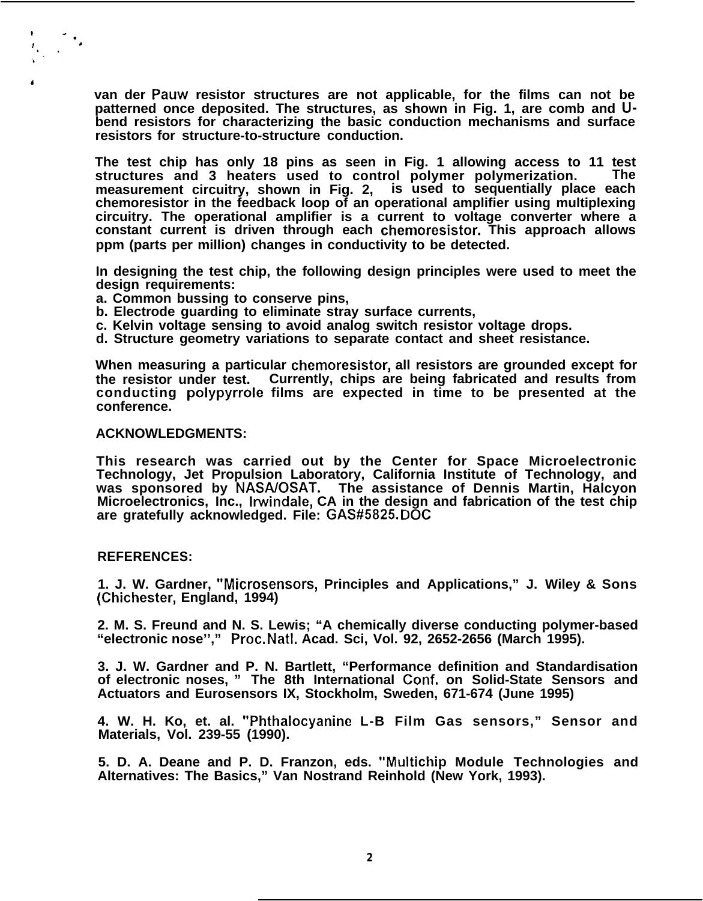van der Pauw resistor structures are not applicable, for the films can not be patterned once deposited. The structures, as shown in Fig. 1, are comb and U-bend resistors for characterizing the basic conduction mechanisms and surface resistors for structure-to-structure conduction.

The test chip has only 18 pins as seen in Fig. 1 allowing access to 11 test structures and 3 heaters used to control polymer polymerization. The measurement circuitry, shown in Fig. 2, is used to sequentially place each chemoresistor in the feedback loop of an operational amplifier using multiplexing circuitry. The operational amplifier is a current to voltage converter where a constant current is driven through each chemoresistor. This approach allows ppm (parts per million) changes in conductivity to be detected.

In designing the test chip, the following design principles were used to meet the design requirements:

a. Common bussing to conserve pins,
b. Electrode guarding to eliminate stray surface currents,
c. Kelvin voltage sensing to avoid analog switch resistor voltage drops.
d. Structure geometry variations to separate contact and sheet resistance.

When measuring a particular chemoresistor, all resistors are grounded except for the resistor under test. Currently, chips are being fabricated and results from conducting polypyrrole films are expected in time to be presented at the conference.

**ACKNOWLEDGMENTS:**

This research was carried out by the Center for Space Microelectronic Technology, Jet Propulsion Laboratory, California Institute of Technology, and was sponsored by NASA/OSAT. The assistance of Dennis Martin, Halcyon Microelectronics, Inc., Irwindale, CA in the design and fabrication of the test chip are gratefully acknowledged. File: GAS#5825.DOC

**REFERENCES:**

1. J. W. Gardner, "Microsensors, Principles and Applications," J. Wiley & Sons (Chichester, England, 1994)

2. M. S. Freund and N. S. Lewis; "A chemically diverse conducting polymer-based "electronic nose''," Proc.Natl. Acad. Sci, Vol. 92, 2652-2656 (March 1995).

3. J. W. Gardner and P. N. Bartlett, "Performance definition and Standardisation of electronic noses, " The 8th International Conf. on Solid-State Sensors and Actuators and Eurosensors IX, Stockholm, Sweden, 671-674 (June 1995)

4. W. H. Ko, et. al. "Phthalocyanine L-B Film Gas sensors," Sensor and Materials, Vol. 239-55 (1990).

5. D. A. Deane and P. D. Franzon, eds. "Multichip Module Technologies and Alternatives: The Basics," Van Nostrand Reinhold (New York, 1993).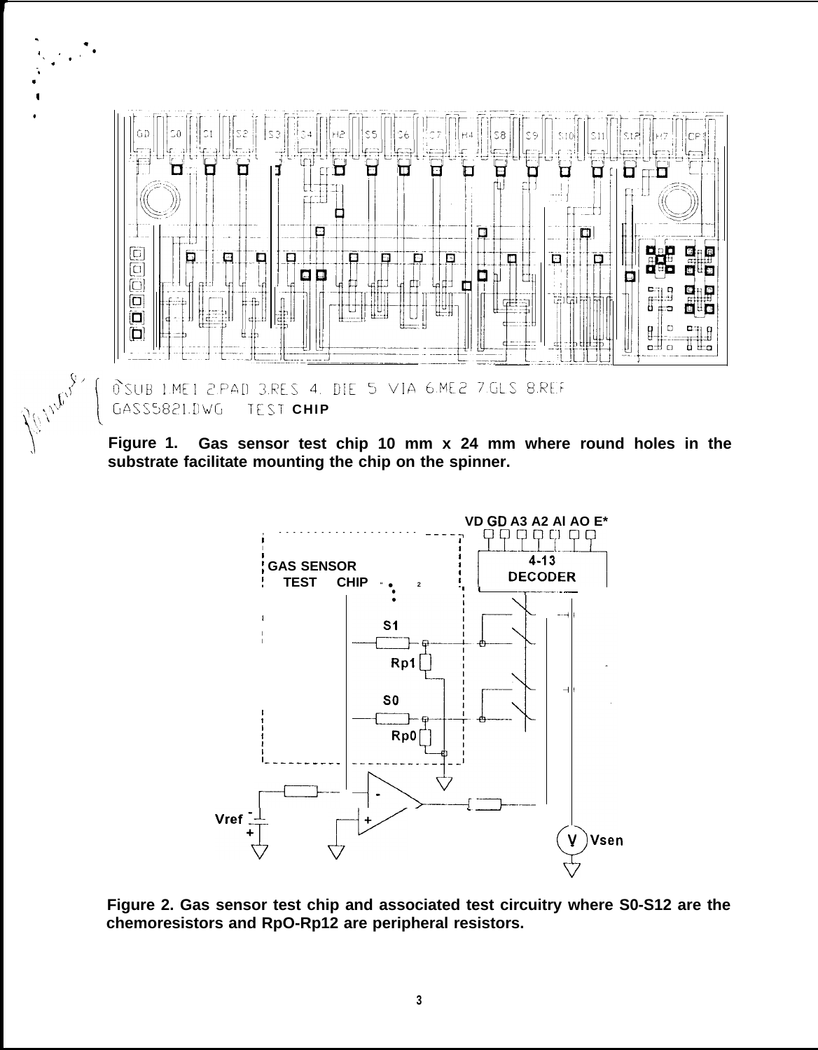0 SUB 1.ME1 2.PAD 3.RES 4. DIE 5 VIA 6.ME2 7.GLS 8.REF
GASS5821.DWG TEST CHIP

**Figure 1.** **Gas sensor test chip 10 mm x 24 mm where round holes in the substrate facilitate mounting the chip on the spinner.**

VD GD A3 A2 Al AO E*
4-13 DECODER
GAS SENSOR TEST CHIP
S1
Rp1
S0
Rp0
Vref
V
Vsen

**Figure 2. Gas sensor test chip and associated test circuitry where S0-S12 are the chemoresistors and RpO-Rp12 are peripheral resistors.**